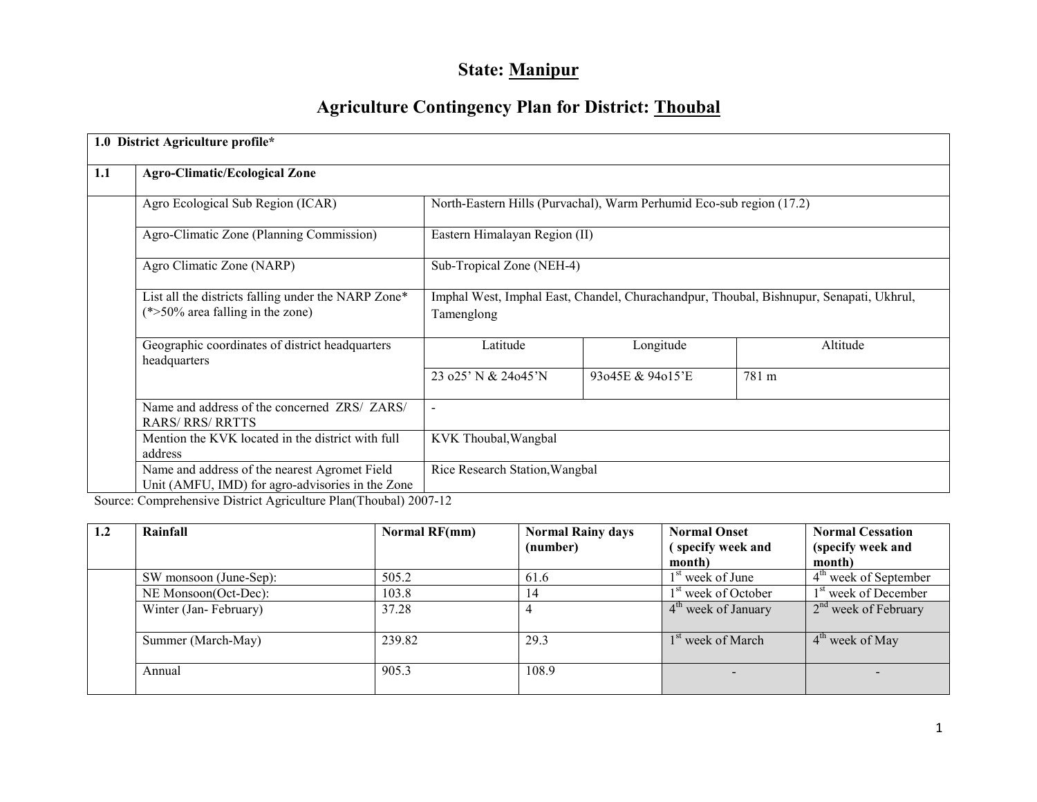# State: Manipur

## Agriculture Contingency Plan for District: Thoubal

| 1.0 District Agriculture profile* | | | | |
|---|---|---|---|---|
| **1.1** | **Agro-Climatic/Ecological Zone** | | | |
| | Agro Ecological Sub Region (ICAR) | North-Eastern Hills (Purvachal), Warm Perhumid Eco-sub region (17.2) | | |
| | Agro-Climatic Zone (Planning Commission) | Eastern Himalayan Region (II) | | |
| | Agro Climatic Zone (NARP) | Sub-Tropical Zone (NEH-4) | | |
| | List all the districts falling under the NARP Zone* (*>50% area falling in the zone) | Imphal West, Imphal East, Chandel, Churachandpur, Thoubal, Bishnupur, Senapati, Ukhrul, Tamenglong | | |
| | Geographic coordinates of district headquarters headquarters | Latitude | Longitude | Altitude |
| | | 23 o25' N & 24o45'N | 93o45E & 94o15'E | 781 m |
| | Name and address of the concerned ZRS/ ZARS/ RARS/ RRS/ RRTTS | - | | |
| | Mention the KVK located in the district with full address | KVK Thoubal,Wangbal | | |
| | Name and address of the nearest Agromet Field Unit (AMFU, IMD) for agro-advisories in the Zone | Rice Research Station,Wangbal | | |

Source: Comprehensive District Agriculture Plan(Thoubal) 2007-12

| 1.2 | Rainfall | Normal RF(mm) | Normal Rainy days (number) | Normal Onset ( specify week and month) | Normal Cessation (specify week and month) |
|---|---|---|---|---|---|
| | SW monsoon (June-Sep): | 505.2 | 61.6 | 1st week of June | 4th week of September |
| | NE Monsoon(Oct-Dec): | 103.8 | 14 | 1st week of October | 1st week of December |
| | Winter (Jan- February) | 37.28 | 4 | 4th week of January | 2nd week of February |
| | Summer (March-May) | 239.82 | 29.3 | 1st week of March | 4th week of May |
| | Annual | 905.3 | 108.9 | - | - |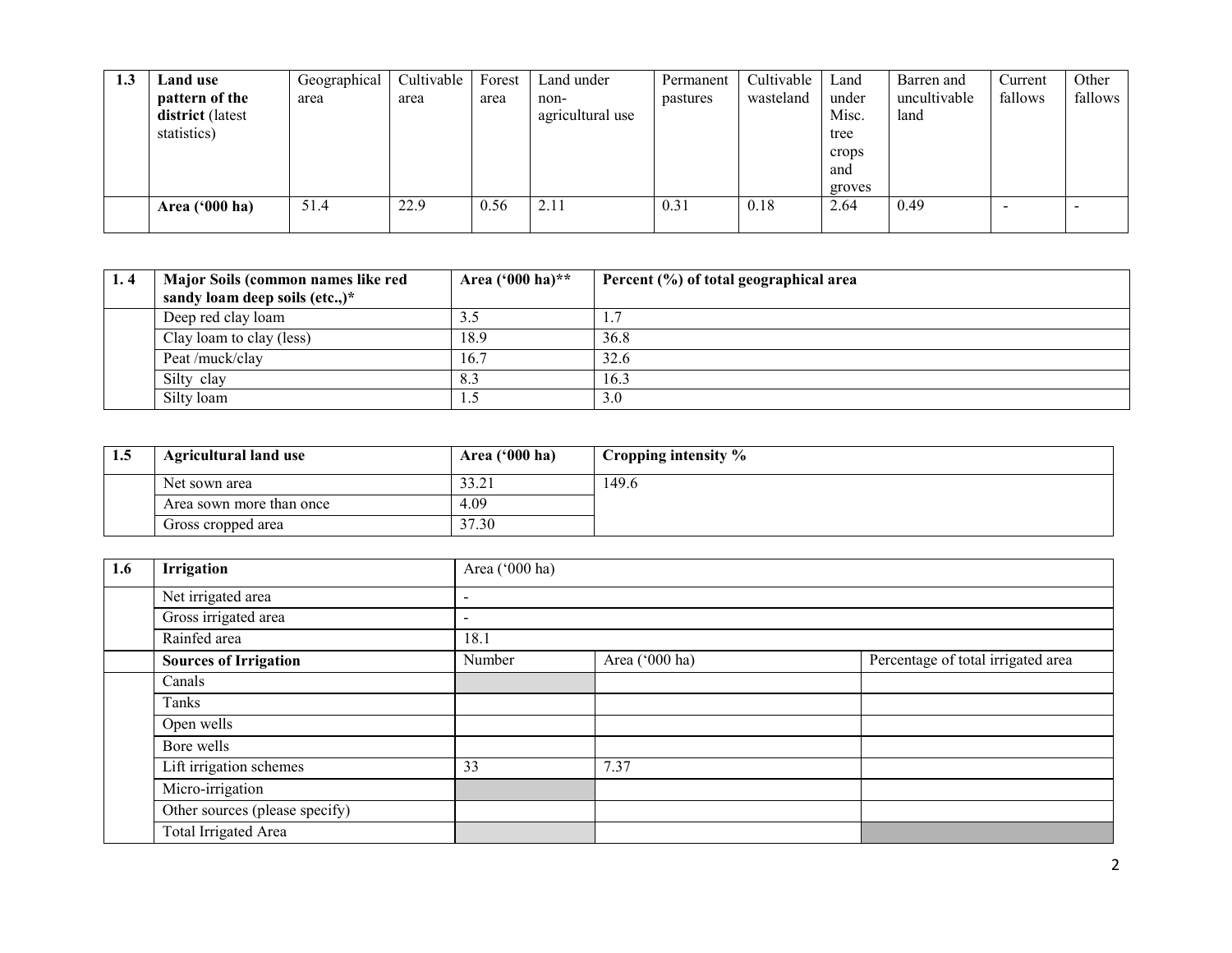| 1.3 | Land use pattern of the district (latest statistics) | Geographical area | Cultivable area | Forest area | Land under non-agricultural use | Permanent pastures | Cultivable wasteland | Land under Misc. tree crops and groves | Barren and uncultivable land | Current fallows | Other fallows |
|---|---|---|---|---|---|---|---|---|---|---|---|
| | **Area ('000 ha)** | 51.4 | 22.9 | 0.56 | 2.11 | 0.31 | 0.18 | 2.64 | 0.49 | - | - |

| 1. 4 | Major Soils (common names like red sandy loam deep soils (etc.,)* | Area ('000 ha)** | Percent (%) of total geographical area |
|---|---|---|---|
| | Deep red clay loam | 3.5 | 1.7 |
| | Clay loam to clay (less) | 18.9 | 36.8 |
| | Peat /muck/clay | 16.7 | 32.6 |
| | Silty clay | 8.3 | 16.3 |
| | Silty loam | 1.5 | 3.0 |

| 1.5 | Agricultural land use | Area ('000 ha) | Cropping intensity % |
|---|---|---|---|
| | Net sown area | 33.21 | 149.6 |
| | Area sown more than once | 4.09 | |
| | Gross cropped area | 37.30 | |

| 1.6 | Irrigation | Area ('000 ha) | | |
|---|---|---|---|---|
| | Net irrigated area | - | | |
| | Gross irrigated area | - | | |
| | Rainfed area | 18.1 | | |
| | **Sources of Irrigation** | Number | Area ('000 ha) | Percentage of total irrigated area |
| | Canals | | | |
| | Tanks | | | |
| | Open wells | | | |
| | Bore wells | | | |
| | Lift irrigation schemes | 33 | 7.37 | |
| | Micro-irrigation | | | |
| | Other sources (please specify) | | | |
| | Total Irrigated Area | | | |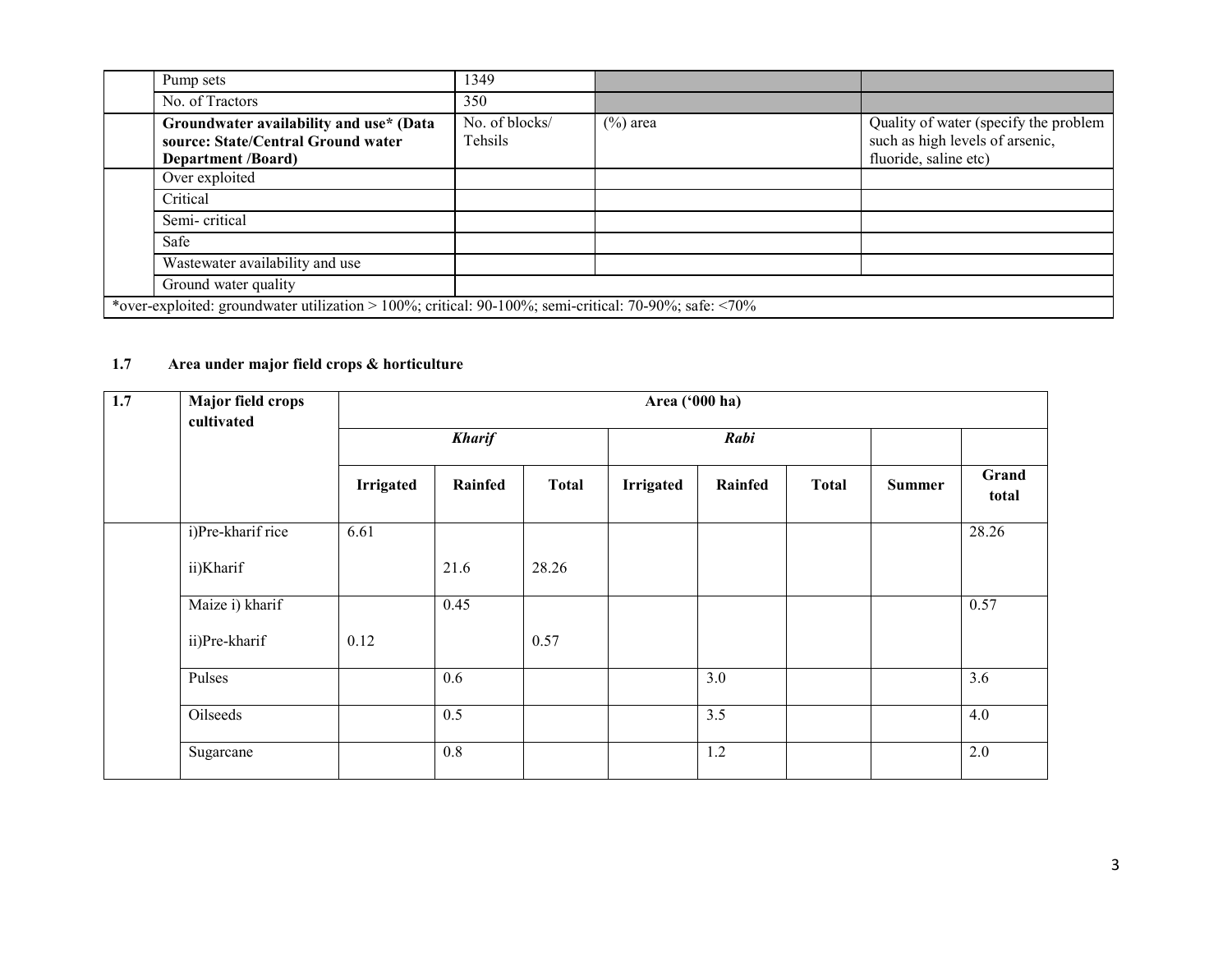| | | | | |
|---|---|---|---|---|
| | Pump sets | 1349 | | |
| | No. of Tractors | 350 | | |
| | **Groundwater availability and use* (Data source: State/Central Ground water Department /Board)** | No. of blocks/ Tehsils | (%) area | Quality of water (specify the problem such as high levels of arsenic, fluoride, saline etc) |
| | Over exploited | | | |
| | Critical | | | |
| | Semi- critical | | | |
| | Safe | | | |
| | Wastewater availability and use | | | |
| | Ground water quality | | | |
| *over-exploited: groundwater utilization > 100%; critical: 90-100%; semi-critical: 70-90%; safe: <70% | | | | |

### 1.7 Area under major field crops & horticulture

| 1.7 | Major field crops cultivated | Area ('000 ha) | | | | | | | |
|---|---|---|---|---|---|---|---|---|---|
| | | ***Kharif*** | | | ***Rabi*** | | | | |
| | | **Irrigated** | **Rainfed** | **Total** | **Irrigated** | **Rainfed** | **Total** | **Summer** | **Grand total** |
| | i)Pre-kharif rice<br>ii)Kharif | 6.61 | 21.6 | 28.26 | | | | | 28.26 |
| | Maize i) kharif<br>ii)Pre-kharif | 0.12 | 0.45 | 0.57 | | | | | 0.57 |
| | Pulses | | 0.6 | | | 3.0 | | | 3.6 |
| | Oilseeds | | 0.5 | | | 3.5 | | | 4.0 |
| | Sugarcane | | 0.8 | | | 1.2 | | | 2.0 |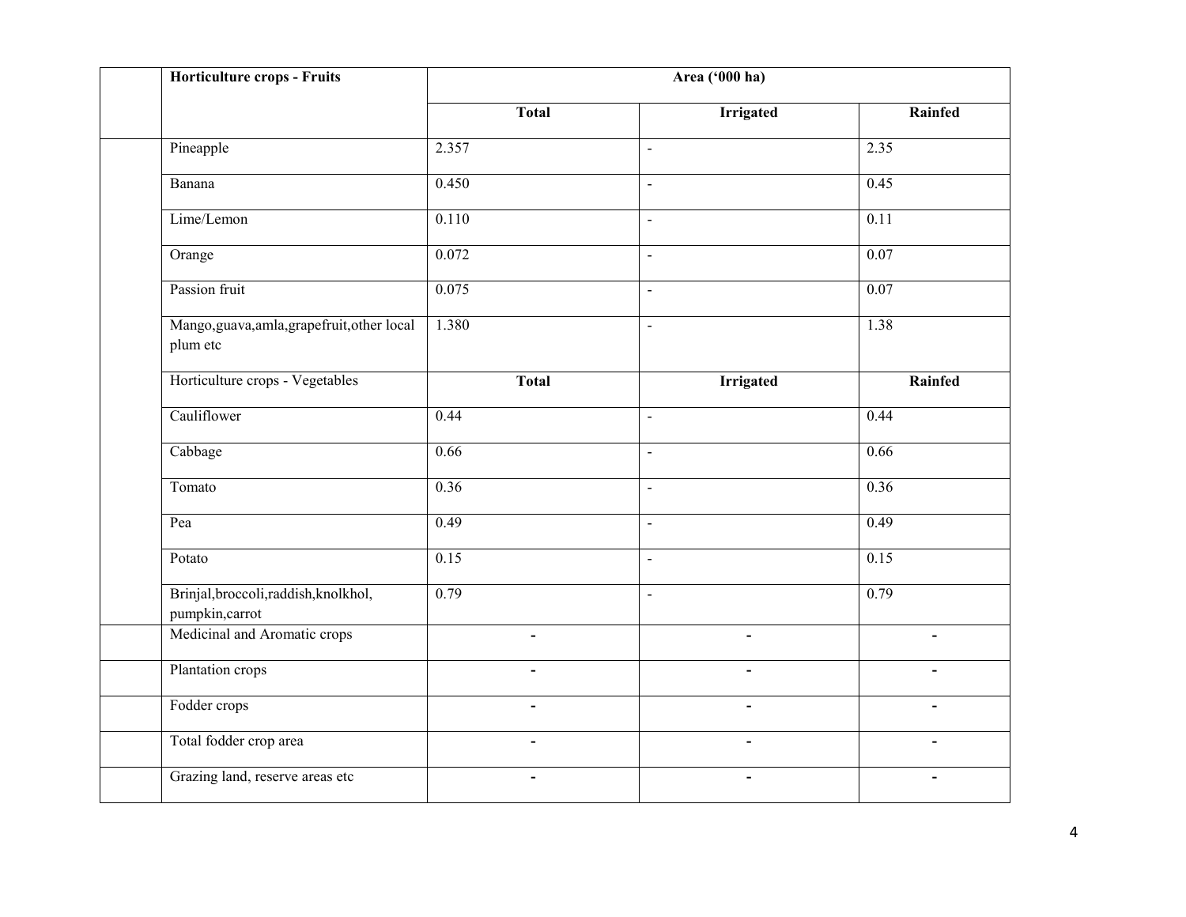| | Horticulture crops - Fruits | Area ('000 ha) | | |
|---|---|---|---|---|
| | | **Total** | **Irrigated** | **Rainfed** |
| | Pineapple | 2.357 | - | 2.35 |
| | Banana | 0.450 | - | 0.45 |
| | Lime/Lemon | 0.110 | - | 0.11 |
| | Orange | 0.072 | - | 0.07 |
| | Passion fruit | 0.075 | - | 0.07 |
| | Mango,guava,amla,grapefruit,other local plum etc | 1.380 | - | 1.38 |
| | Horticulture crops - Vegetables | **Total** | **Irrigated** | **Rainfed** |
| | Cauliflower | 0.44 | - | 0.44 |
| | Cabbage | 0.66 | - | 0.66 |
| | Tomato | 0.36 | - | 0.36 |
| | Pea | 0.49 | - | 0.49 |
| | Potato | 0.15 | - | 0.15 |
| | Brinjal,broccoli,raddish,knolkhol, pumpkin,carrot | 0.79 | - | 0.79 |
| | Medicinal and Aromatic crops | - | - | - |
| | Plantation crops | - | - | - |
| | Fodder crops | - | - | - |
| | Total fodder crop area | - | - | - |
| | Grazing land, reserve areas etc | - | - | - |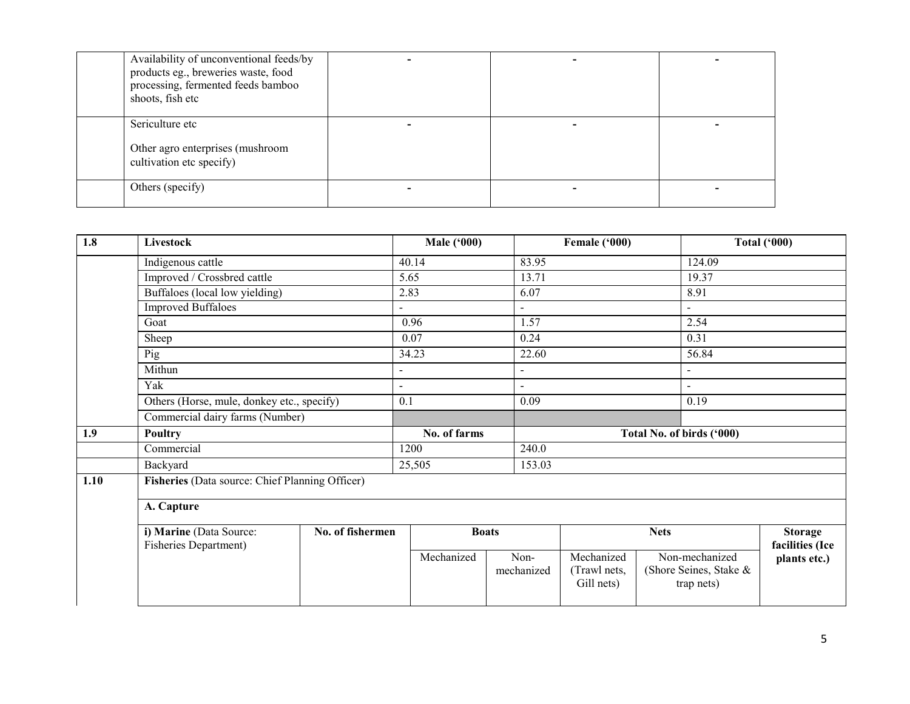|  |  |  |  |  |
|---|---|---|---|---|
|  | Availability of unconventional feeds/by products eg., breweries waste, food processing, fermented feeds bamboo shoots, fish etc | - | - | - |
|  | Sericulture etc<br><br>Other agro enterprises (mushroom cultivation etc specify) | - | - | - |
|  | Others (specify) | - | - | - |

| 1.8 | Livestock | Male ('000) | Female ('000) | Total ('000) |
|---|---|---|---|---|
|  | Indigenous cattle | 40.14 | 83.95 | 124.09 |
|  | Improved / Crossbred cattle | 5.65 | 13.71 | 19.37 |
|  | Buffaloes (local low yielding) | 2.83 | 6.07 | 8.91 |
|  | Improved Buffaloes | - | - | - |
|  | Goat | 0.96 | 1.57 | 2.54 |
|  | Sheep | 0.07 | 0.24 | 0.31 |
|  | Pig | 34.23 | 22.60 | 56.84 |
|  | Mithun | - | - | - |
|  | Yak | - | - | - |
|  | Others (Horse, mule, donkey etc., specify) | 0.1 | 0.09 | 0.19 |
|  | Commercial dairy farms (Number) |  |  |  |
| **1.9** | **Poultry** | **No. of farms** | **Total No. of birds ('000)** |  |
|  | Commercial | 1200 | 240.0 |  |
|  | Backyard | 25,505 | 153.03 |  |

**1.10** **Fisheries** (Data source: Chief Planning Officer)

**A. Capture**

| i) Marine (Data Source: Fisheries Department) | No. of fishermen | Boats |  | Nets |  | Storage facilities (Ice plants etc.) |
|---|---|---|---|---|---|---|
|  |  | Mechanized | Non-mechanized | Mechanized (Trawl nets, Gill nets) | Non-mechanized (Shore Seines, Stake & trap nets) |  |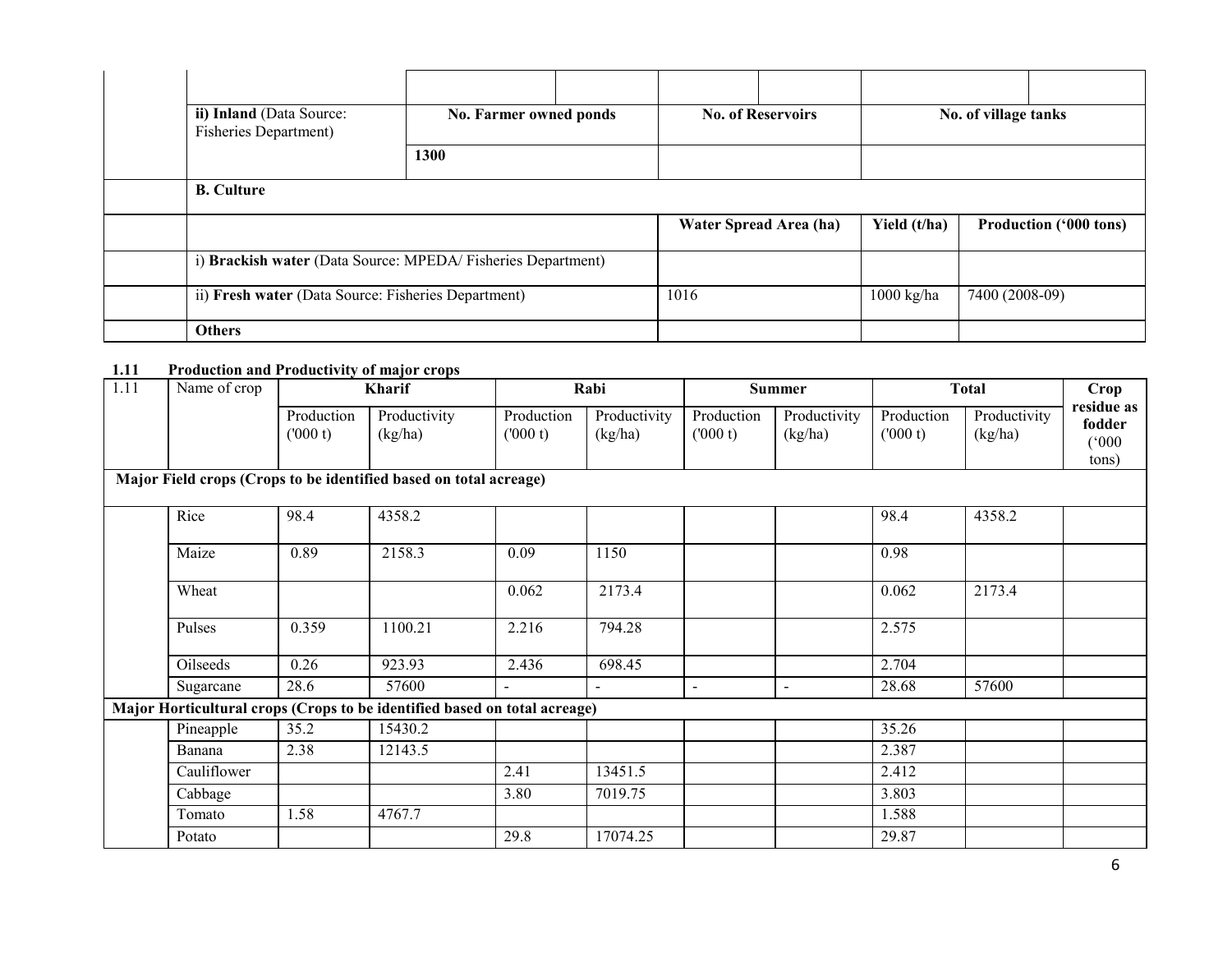| | | | | | | | |
|---|---|---|---|---|---|---|---|
| | | | | | | | |
| | **ii) Inland** (Data Source: Fisheries Department) | **No. Farmer owned ponds** | | **No. of Reservoirs** | | **No. of village tanks** | |
| | | **1300** | | | | | |
| | **B. Culture** | | | | | | |
| | | | | **Water Spread Area (ha)** | | **Yield (t/ha)** | **Production ('000 tons)** |
| | i) **Brackish water** (Data Source: MPEDA/ Fisheries Department) | | | | | | |
| | ii) **Fresh water** (Data Source: Fisheries Department) | | | 1016 | | 1000 kg/ha | 7400 (2008-09) |
| | **Others** | | | | | | |

**1.11 Production and Productivity of major crops**

| 1.11 | Name of crop | Kharif | | Rabi | | Summer | | Total | | Crop residue as fodder ('000 tons) |
|---|---|---|---|---|---|---|---|---|---|---|
| | | Production ('000 t) | Productivity (kg/ha) | Production ('000 t) | Productivity (kg/ha) | Production ('000 t) | Productivity (kg/ha) | Production ('000 t) | Productivity (kg/ha) | |
| **Major Field crops (Crops to be identified based on total acreage)** | | | | | | | | | | |
| | Rice | 98.4 | 4358.2 | | | | | 98.4 | 4358.2 | |
| | Maize | 0.89 | 2158.3 | 0.09 | 1150 | | | 0.98 | | |
| | Wheat | | | 0.062 | 2173.4 | | | 0.062 | 2173.4 | |
| | Pulses | 0.359 | 1100.21 | 2.216 | 794.28 | | | 2.575 | | |
| | Oilseeds | 0.26 | 923.93 | 2.436 | 698.45 | | | 2.704 | | |
| | Sugarcane | 28.6 | 57600 | - | - | - | - | 28.68 | 57600 | |
| **Major Horticultural crops (Crops to be identified based on total acreage)** | | | | | | | | | | |
| | Pineapple | 35.2 | 15430.2 | | | | | 35.26 | | |
| | Banana | 2.38 | 12143.5 | | | | | 2.387 | | |
| | Cauliflower | | | 2.41 | 13451.5 | | | 2.412 | | |
| | Cabbage | | | 3.80 | 7019.75 | | | 3.803 | | |
| | Tomato | 1.58 | 4767.7 | | | | | 1.588 | | |
| | Potato | | | 29.8 | 17074.25 | | | 29.87 | | |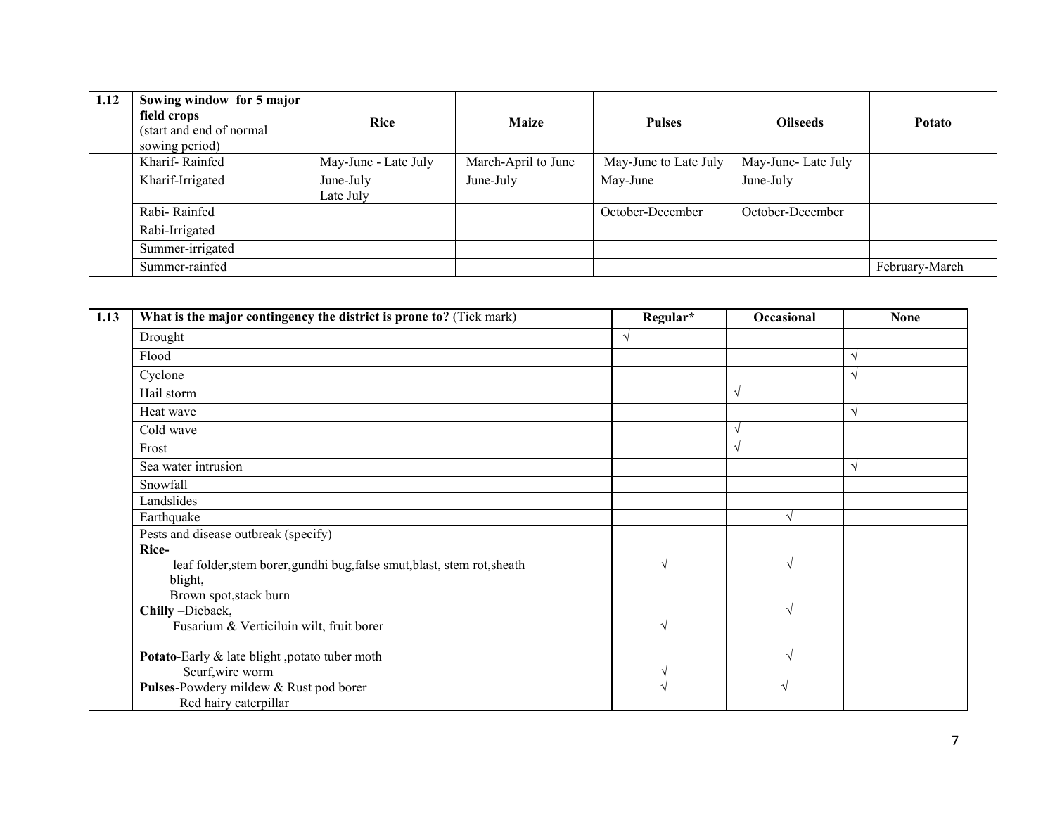| 1.12 | Sowing window for 5 major field crops (start and end of normal sowing period) | Rice | Maize | Pulses | Oilseeds | Potato |
|---|---|---|---|---|---|---|
| | Kharif- Rainfed | May-June - Late July | March-April to June | May-June to Late July | May-June- Late July | |
| | Kharif-Irrigated | June-July – Late July | June-July | May-June | June-July | |
| | Rabi- Rainfed | | | October-December | October-December | |
| | Rabi-Irrigated | | | | | |
| | Summer-irrigated | | | | | |
| | Summer-rainfed | | | | | February-March |

| 1.13 | What is the major contingency the district is prone to? (Tick mark) | Regular* | Occasional | None |
|---|---|---|---|---|
| | Drought | √ | | |
| | Flood | | | √ |
| | Cyclone | | | √ |
| | Hail storm | | √ | |
| | Heat wave | | | √ |
| | Cold wave | | √ | |
| | Frost | | √ | |
| | Sea water intrusion | | | √ |
| | Snowfall | | | |
| | Landslides | | | |
| | Earthquake | | √ | |
| | Pests and disease outbreak (specify) | | | |
| | **Rice-** leaf folder,stem borer,gundhi bug,false smut,blast, stem rot,sheath blight, Brown spot,stack burn | √ | √ | |
| | **Chilly** –Dieback, | | √ | |
| | Fusarium & Verticiluin wilt, fruit borer | √ | | |
| | **Potato**-Early & late blight ,potato tuber moth | | √ | |
| | Scurf,wire worm | √ | | |
| | **Pulses**-Powdery mildew & Rust pod borer Red hairy caterpillar | √ | √ | |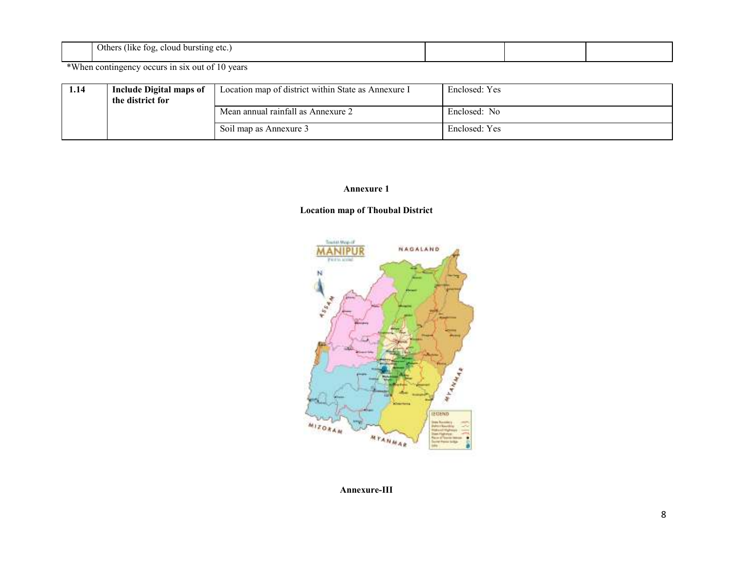|  | Others (like fog, cloud bursting etc.) |  |  |  |
|---|---|---|---|---|

*When contingency occurs in six out of 10 years

| 1.14 | Include Digital maps of the district for | Location map of district within State as Annexure I | Enclosed: Yes |
|---|---|---|---|
|  |  | Mean annual rainfall as Annexure 2 | Enclosed: No |
|  |  | Soil map as Annexure 3 | Enclosed: Yes |

**Annexure 1**

**Location map of Thoubal District**

**Annexure-III**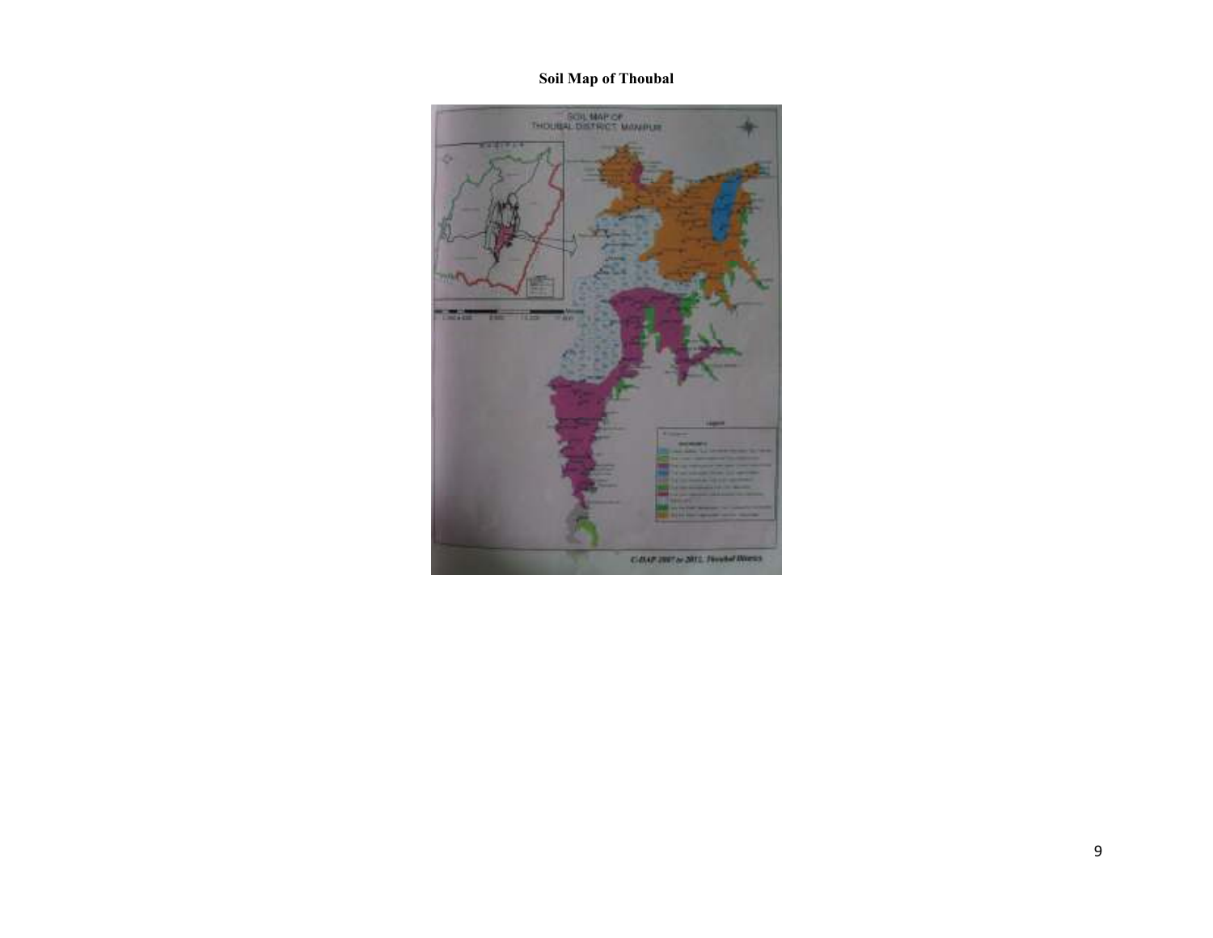**Soil Map of Thoubal**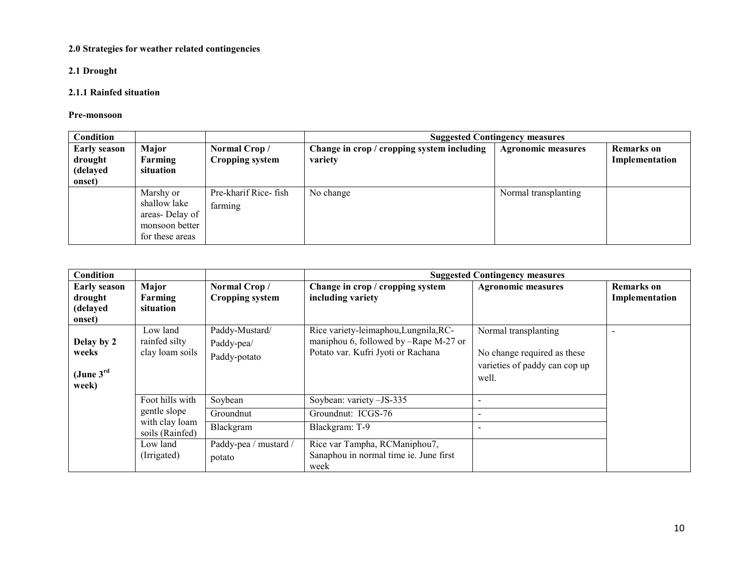**2.0 Strategies for weather related contingencies**

**2.1 Drought**

**2.1.1 Rainfed situation**

**Pre-monsoon**

| Condition | | | Suggested Contingency measures | | |
|---|---|---|---|---|---|
| **Early season drought (delayed onset)** | **Major Farming situation** | **Normal Crop / Cropping system** | **Change in crop / cropping system including variety** | **Agronomic measures** | **Remarks on Implementation** |
| | Marshy or shallow lake areas- Delay of monsoon better for these areas | Pre-kharif Rice- fish farming | No change | Normal transplanting | |

| Condition | | | Suggested Contingency measures | | |
|---|---|---|---|---|---|
| **Early season drought (delayed onset)** | **Major Farming situation** | **Normal Crop / Cropping system** | **Change in crop / cropping system including variety** | **Agronomic measures** | **Remarks on Implementation** |
| **Delay by 2 weeks (June 3rd week)** | Low land rainfed silty clay loam soils | Paddy-Mustard/ Paddy-pea/ Paddy-potato | Rice variety-leimaphou,Lungnila,RC-maniphou 6, followed by –Rape M-27 or Potato var. Kufri Jyoti or Rachana | Normal transplanting<br><br>No change required as these varieties of paddy can cop up well. | - |
| | Foot hills with gentle slope with clay loam soils (Rainfed) | Soybean | Soybean: variety –JS-335 | - | |
| | | Groundnut | Groundnut: ICGS-76 | - | |
| | | Blackgram | Blackgram: T-9 | - | |
| | Low land (Irrigated) | Paddy-pea / mustard / potato | Rice var Tampha, RCManiphou7, Sanaphou in normal time ie. June first week | | |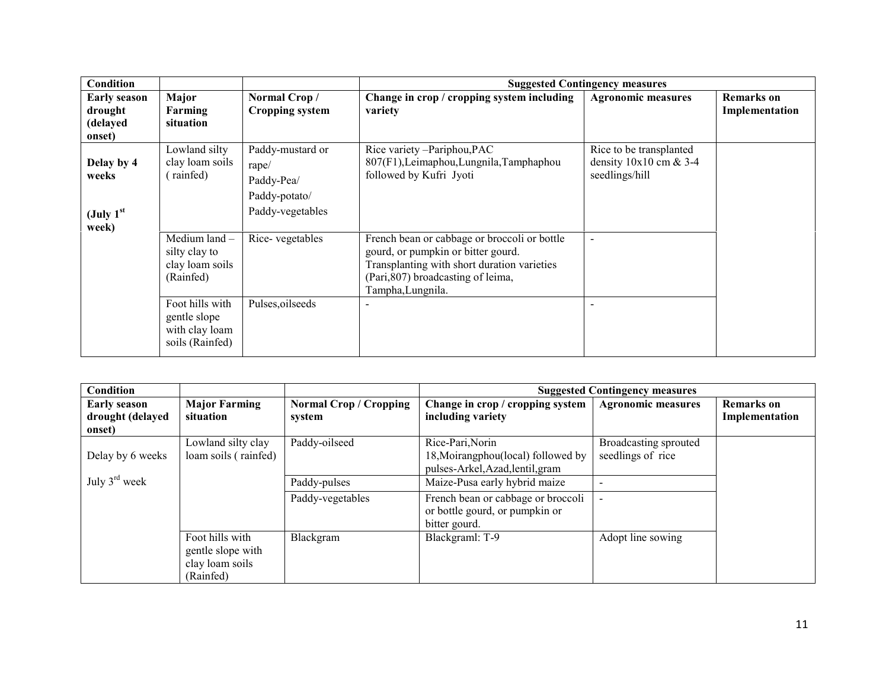| Condition | | | Suggested Contingency measures | | |
|---|---|---|---|---|---|
| **Early season drought (delayed onset)** | **Major Farming situation** | **Normal Crop / Cropping system** | **Change in crop / cropping system including variety** | **Agronomic measures** | **Remarks on Implementation** |
| **Delay by 4 weeks (July 1st week)** | Lowland silty clay loam soils ( rainfed) | Paddy-mustard or rape/ Paddy-Pea/ Paddy-potato/ Paddy-vegetables | Rice variety –Pariphou,PAC 807(F1),Leimaphou,Lungnila,Tamphaphou followed by Kufri Jyoti | Rice to be transplanted density 10x10 cm & 3-4 seedlings/hill | |
| | Medium land – silty clay to clay loam soils (Rainfed) | Rice- vegetables | French bean or cabbage or broccoli or bottle gourd, or pumpkin or bitter gourd. Transplanting with short duration varieties (Pari,807) broadcasting of leima, Tampha,Lungnila. | - | |
| | Foot hills with gentle slope with clay loam soils (Rainfed) | Pulses,oilseeds | - | - | |

| Condition | | | Suggested Contingency measures | | |
|---|---|---|---|---|---|
| **Early season drought (delayed onset)** | **Major Farming situation** | **Normal Crop / Cropping system** | **Change in crop / cropping system including variety** | **Agronomic measures** | **Remarks on Implementation** |
| Delay by 6 weeks July 3rd week | Lowland silty clay loam soils ( rainfed) | Paddy-oilseed | Rice-Pari,Norin 18,Moirangphou(local) followed by pulses-Arkel,Azad,lentil,gram | Broadcasting sprouted seedlings of rice | |
| | | Paddy-pulses | Maize-Pusa early hybrid maize | - | |
| | | Paddy-vegetables | French bean or cabbage or broccoli or bottle gourd, or pumpkin or bitter gourd. | - | |
| | Foot hills with gentle slope with clay loam soils (Rainfed) | Blackgram | Blackgraml: T-9 | Adopt line sowing | |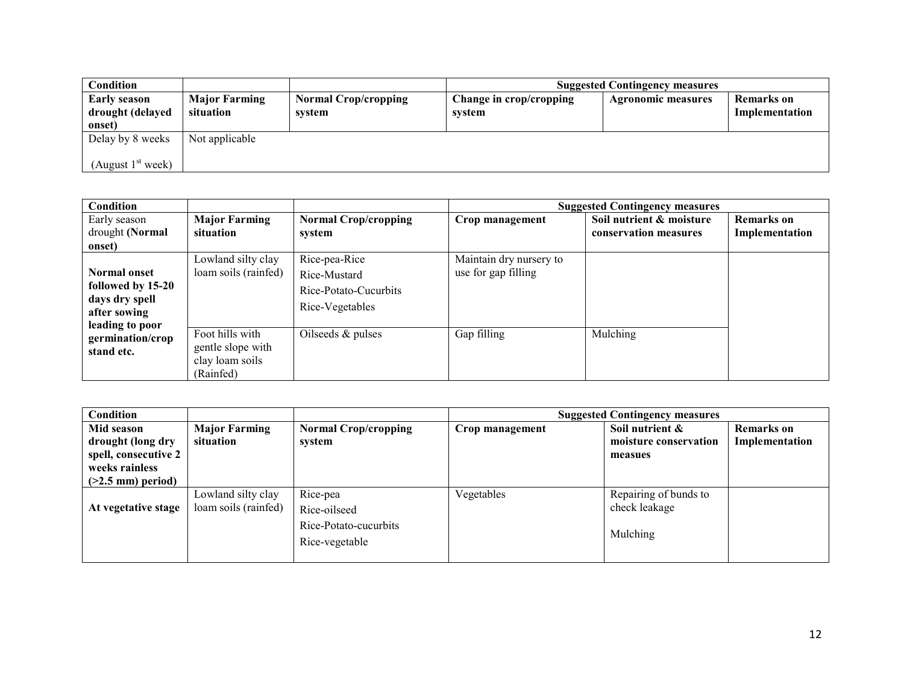| **Condition** | | | **Suggested Contingency measures** | | |
|---|---|---|---|---|---|
| **Early season drought (delayed onset)** | **Major Farming situation** | **Normal Crop/cropping system** | **Change in crop/cropping system** | **Agronomic measures** | **Remarks on Implementation** |
| Delay by 8 weeks (August 1st week) | Not applicable | | | | |

| **Condition** | | | **Suggested Contingency measures** | | |
|---|---|---|---|---|---|
| Early season drought **(Normal onset)** | **Major Farming situation** | **Normal Crop/cropping system** | **Crop management** | **Soil nutrient & moisture conservation measures** | **Remarks on Implementation** |
| **Normal onset followed by 15-20 days dry spell after sowing leading to poor germination/crop stand etc.** | Lowland silty clay loam soils (rainfed) | Rice-pea-Rice<br>Rice-Mustard<br>Rice-Potato-Cucurbits<br>Rice-Vegetables | Maintain dry nursery to use for gap filling | | |
| | Foot hills with gentle slope with clay loam soils (Rainfed) | Oilseeds & pulses | Gap filling | Mulching | |

| **Condition** | | | **Suggested Contingency measures** | | |
|---|---|---|---|---|---|
| **Mid season drought (long dry spell, consecutive 2 weeks rainless (>2.5 mm) period)** | **Major Farming situation** | **Normal Crop/cropping system** | **Crop management** | **Soil nutrient & moisture conservation measues** | **Remarks on Implementation** |
| **At vegetative stage** | Lowland silty clay loam soils (rainfed) | Rice-pea<br>Rice-oilseed<br>Rice-Potato-cucurbits<br>Rice-vegetable | Vegetables | Repairing of bunds to check leakage<br><br>Mulching | |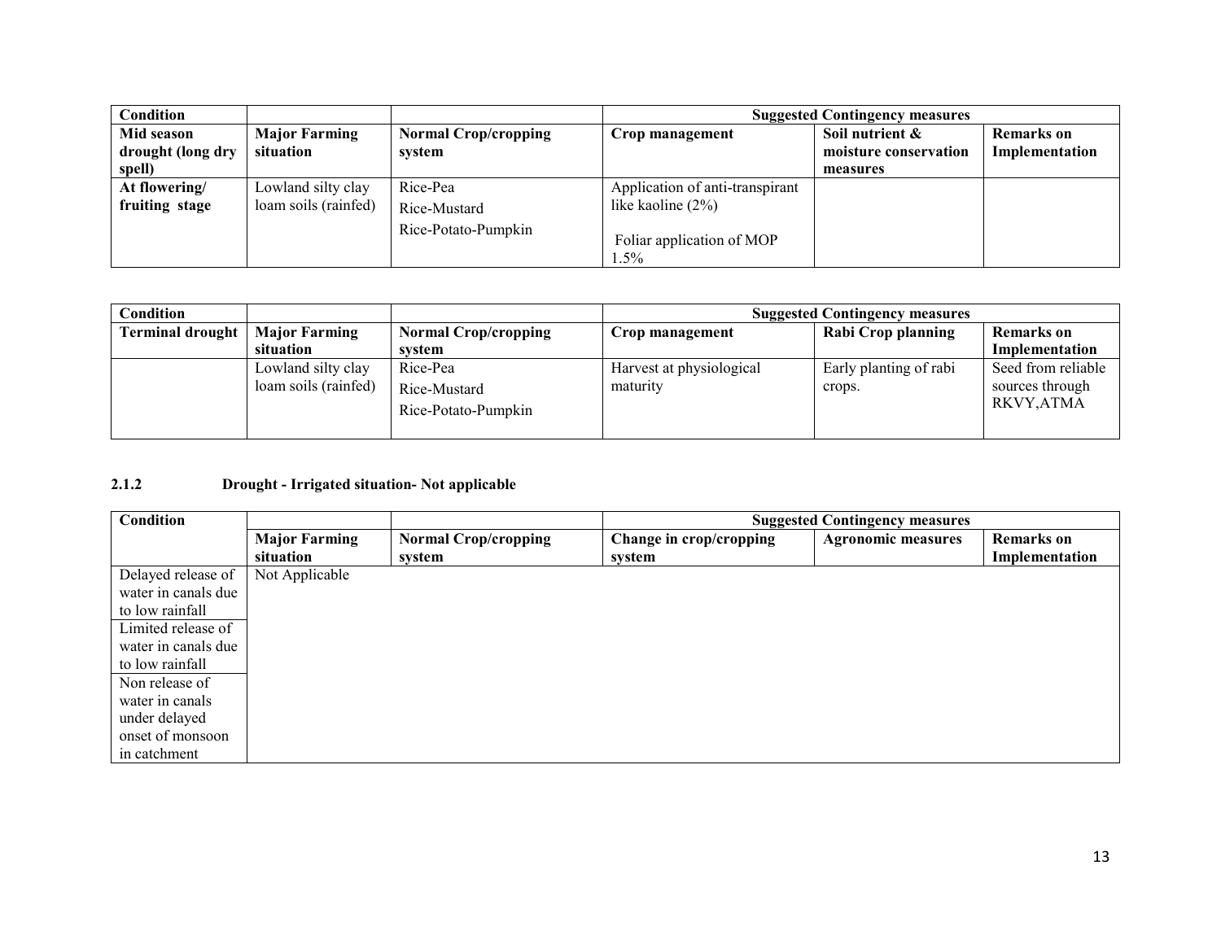| Condition | | | Suggested Contingency measures | | |
|---|---|---|---|---|---|
| **Mid season drought (long dry spell)** | **Major Farming situation** | **Normal Crop/cropping system** | **Crop management** | **Soil nutrient & moisture conservation measures** | **Remarks on Implementation** |
| **At flowering/ fruiting stage** | Lowland silty clay loam soils (rainfed) | Rice-Pea<br>Rice-Mustard<br>Rice-Potato-Pumpkin | Application of anti-transpirant like kaoline (2%)<br><br>Foliar application of MOP 1.5% | | |

| Condition | | | Suggested Contingency measures | | |
|---|---|---|---|---|---|
| **Terminal drought** | **Major Farming situation** | **Normal Crop/cropping system** | **Crop management** | **Rabi Crop planning** | **Remarks on Implementation** |
| | Lowland silty clay loam soils (rainfed) | Rice-Pea<br>Rice-Mustard<br>Rice-Potato-Pumpkin | Harvest at physiological maturity | Early planting of rabi crops. | Seed from reliable sources through RKVY,ATMA |

### 2.1.2 Drought - Irrigated situation- Not applicable

| Condition | | | Suggested Contingency measures | | |
|---|---|---|---|---|---|
| | **Major Farming situation** | **Normal Crop/cropping system** | **Change in crop/cropping system** | **Agronomic measures** | **Remarks on Implementation** |
| Delayed release of water in canals due to low rainfall | Not Applicable | | | | |
| Limited release of water in canals due to low rainfall | | | | | |
| Non release of water in canals under delayed onset of monsoon in catchment | | | | | |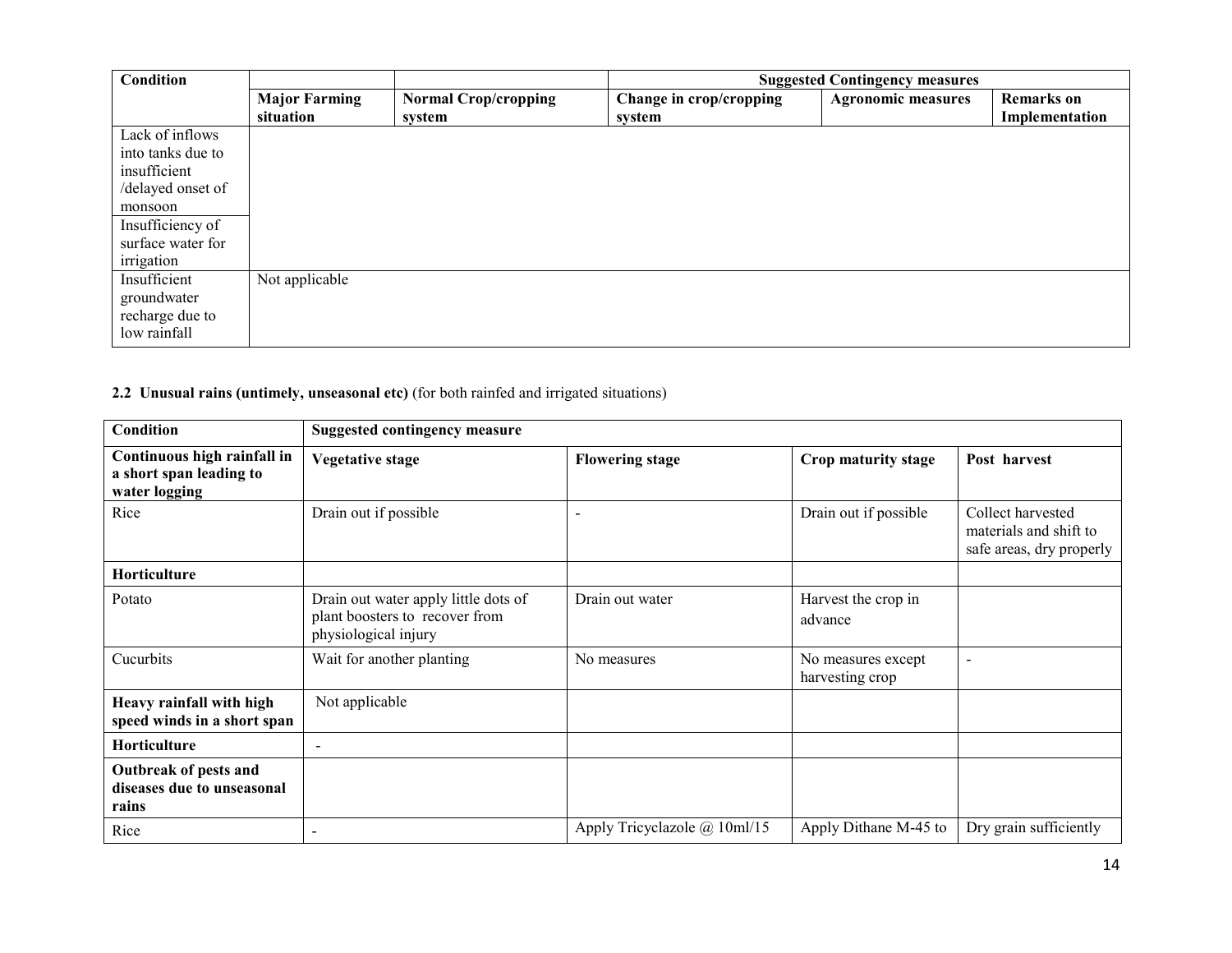| Condition | | | Suggested Contingency measures | | |
|---|---|---|---|---|---|
| | Major Farming situation | Normal Crop/cropping system | Change in crop/cropping system | Agronomic measures | Remarks on Implementation |
| Lack of inflows into tanks due to insufficient /delayed onset of monsoon | | | | | |
| Insufficiency of surface water for irrigation | | | | | |
| Insufficient groundwater recharge due to low rainfall | Not applicable | | | | |

**2.2 Unusual rains (untimely, unseasonal etc)** (for both rainfed and irrigated situations)

| Condition | Suggested contingency measure | | | |
|---|---|---|---|---|
| **Continuous high rainfall in a short span leading to water logging** | **Vegetative stage** | **Flowering stage** | **Crop maturity stage** | **Post harvest** |
| Rice | Drain out if possible | - | Drain out if possible | Collect harvested materials and shift to safe areas, dry properly |
| **Horticulture** | | | | |
| Potato | Drain out water apply little dots of plant boosters to recover from physiological injury | Drain out water | Harvest the crop in advance | |
| Cucurbits | Wait for another planting | No measures | No measures except harvesting crop | - |
| **Heavy rainfall with high speed winds in a short span** | Not applicable | | | |
| **Horticulture** | - | | | |
| **Outbreak of pests and diseases due to unseasonal rains** | | | | |
| Rice | - | Apply Tricyclazole @ 10ml/15 | Apply Dithane M-45 to | Dry grain sufficiently |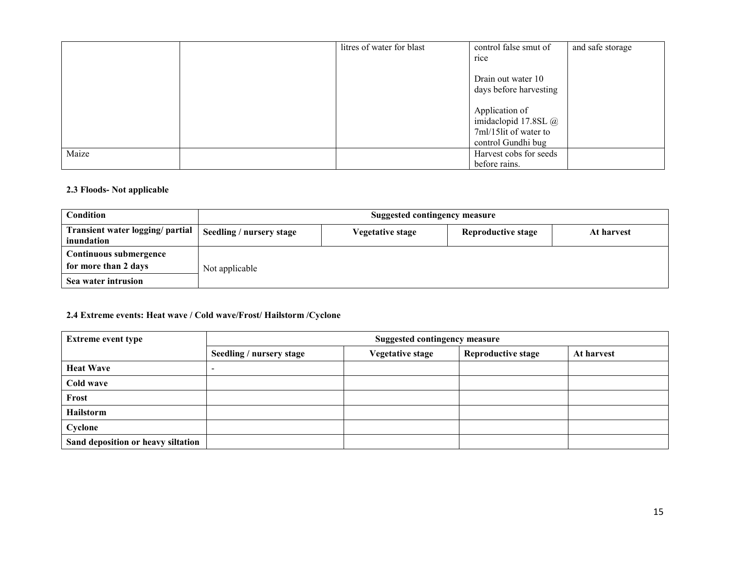| | | litres of water for blast | control false smut of rice<br><br>Drain out water 10 days before harvesting<br><br>Application of imidaclopid 17.8SL @ 7ml/15lit of water to control Gundhi bug | and safe storage |
|---|---|---|---|---|
| Maize | | | Harvest cobs for seeds before rains. | |

**2.3 Floods- Not applicable**

| Condition | Suggested contingency measure | | | |
|---|---|---|---|---|
| **Transient water logging/ partial inundation** | **Seedling / nursery stage** | **Vegetative stage** | **Reproductive stage** | **At harvest** |
| **Continuous submergence for more than 2 days** | Not applicable | | | |
| **Sea water intrusion** | | | | |

**2.4 Extreme events: Heat wave / Cold wave/Frost/ Hailstorm /Cyclone**

| Extreme event type | Suggested contingency measure | | | |
|---|---|---|---|---|
| | **Seedling / nursery stage** | **Vegetative stage** | **Reproductive stage** | **At harvest** |
| **Heat Wave** | - | | | |
| **Cold wave** | | | | |
| **Frost** | | | | |
| **Hailstorm** | | | | |
| **Cyclone** | | | | |
| **Sand deposition or heavy siltation** | | | | |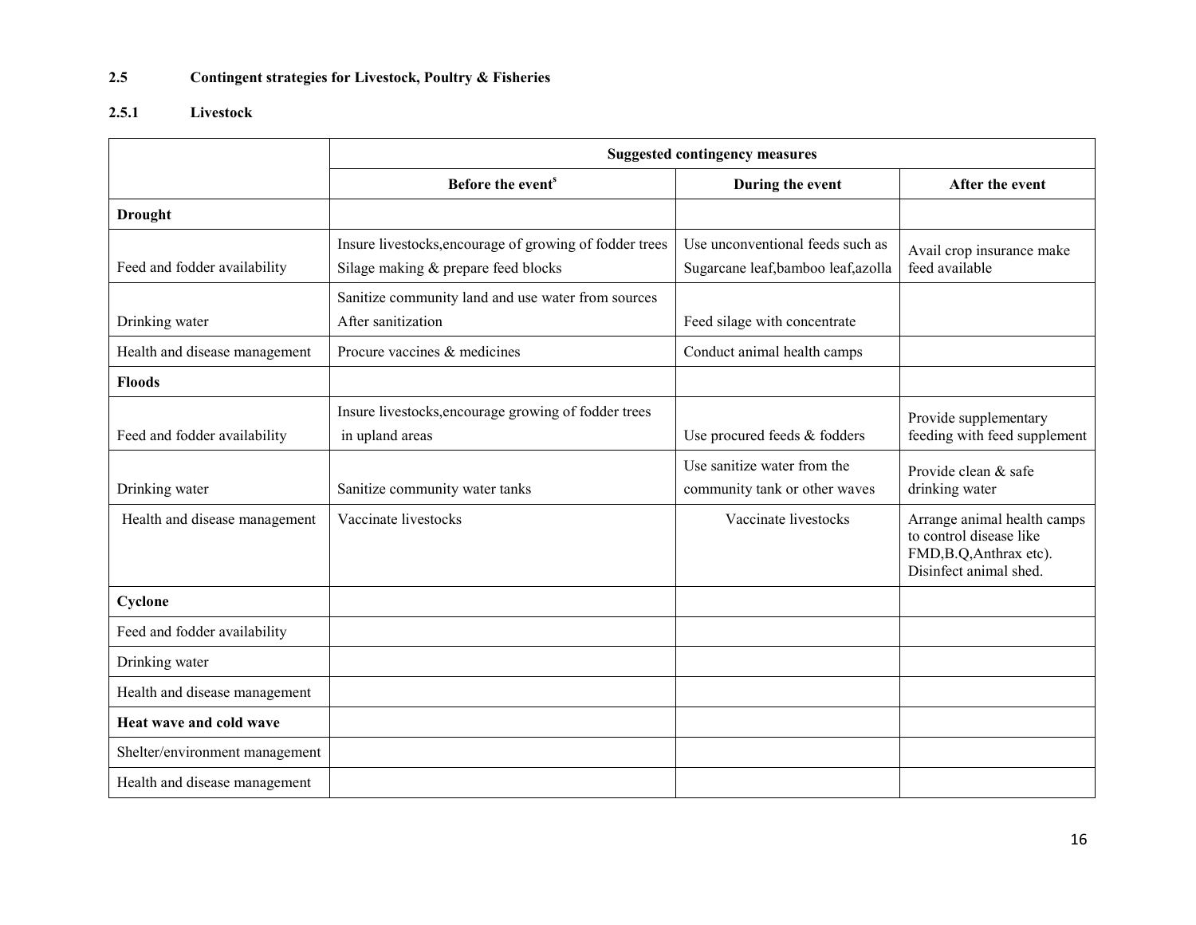### 2.5 Contingent strategies for Livestock, Poultry & Fisheries

#### 2.5.1 Livestock

| | Suggested contingency measures | | |
|---|---|---|---|
| | Before the event[s] | During the event | After the event |
| **Drought** | | | |
| Feed and fodder availability | Insure livestocks,encourage of growing of fodder trees Silage making & prepare feed blocks | Use unconventional feeds such as Sugarcane leaf,bamboo leaf,azolla | Avail crop insurance make feed available |
| Drinking water | Sanitize community land and use water from sources After sanitization | Feed silage with concentrate | |
| Health and disease management | Procure vaccines & medicines | Conduct animal health camps | |
| **Floods** | | | |
| Feed and fodder availability | Insure livestocks,encourage growing of fodder trees in upland areas | Use procured feeds & fodders | Provide supplementary feeding with feed supplement |
| Drinking water | Sanitize community water tanks | Use sanitize water from the community tank or other waves | Provide clean & safe drinking water |
| Health and disease management | Vaccinate livestocks | Vaccinate livestocks | Arrange animal health camps to control disease like FMD,B.Q,Anthrax etc). Disinfect animal shed. |
| **Cyclone** | | | |
| Feed and fodder availability | | | |
| Drinking water | | | |
| Health and disease management | | | |
| **Heat wave and cold wave** | | | |
| Shelter/environment management | | | |
| Health and disease management | | | |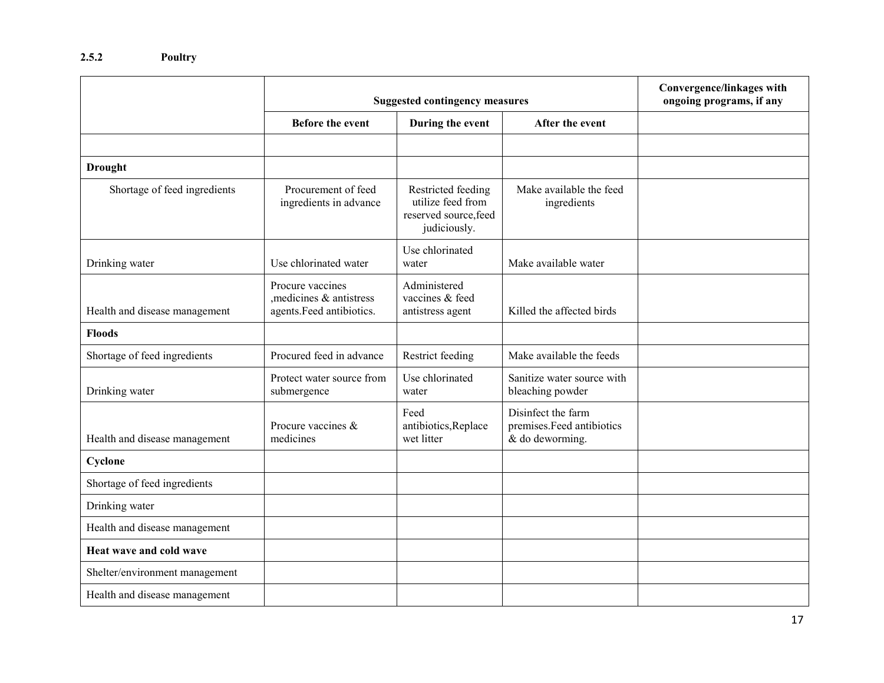#### 2.5.2 Poultry

| | Suggested contingency measures | | | Convergence/linkages with ongoing programs, if any |
|---|---|---|---|---|
| | Before the event | During the event | After the event | |
| | | | | |
| **Drought** | | | | |
| Shortage of feed ingredients | Procurement of feed ingredients in advance | Restricted feeding utilize feed from reserved source,feed judiciously. | Make available the feed ingredients | |
| Drinking water | Use chlorinated water | Use chlorinated water | Make available water | |
| Health and disease management | Procure vaccines ,medicines & antistress agents.Feed antibiotics. | Administered vaccines & feed antistress agent | Killed the affected birds | |
| **Floods** | | | | |
| Shortage of feed ingredients | Procured feed in advance | Restrict feeding | Make available the feeds | |
| Drinking water | Protect water source from submergence | Use chlorinated water | Sanitize water source with bleaching powder | |
| Health and disease management | Procure vaccines & medicines | Feed antibiotics,Replace wet litter | Disinfect the farm premises.Feed antibiotics & do deworming. | |
| **Cyclone** | | | | |
| Shortage of feed ingredients | | | | |
| Drinking water | | | | |
| Health and disease management | | | | |
| **Heat wave and cold wave** | | | | |
| Shelter/environment management | | | | |
| Health and disease management | | | | |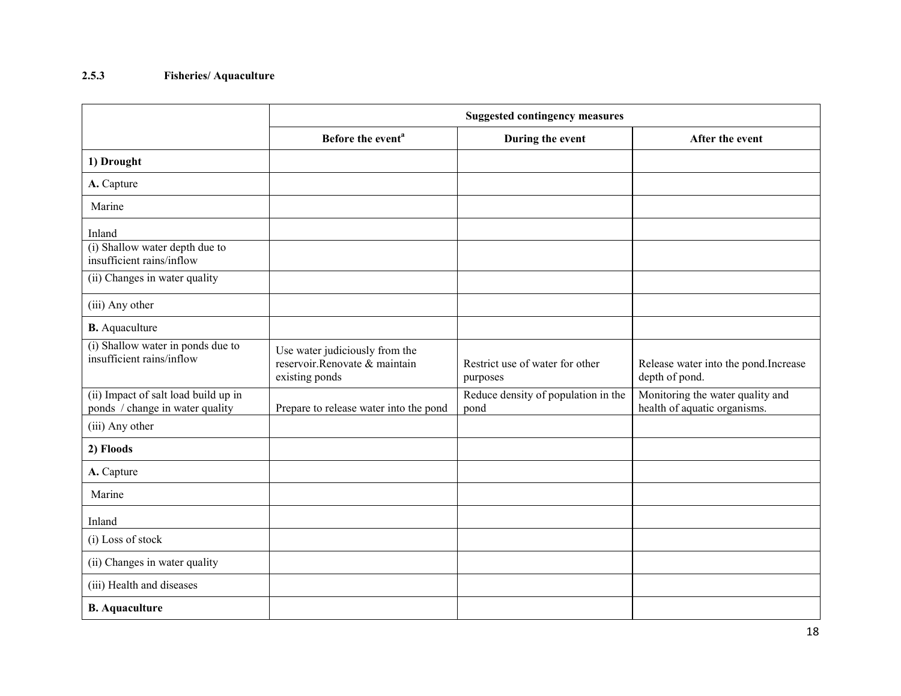### 2.5.3 Fisheries/ Aquaculture

| | Suggested contingency measures | | |
|---|---|---|---|
| | Before the event[a] | During the event | After the event |
| **1) Drought** | | | |
| **A.** Capture | | | |
| Marine | | | |
| Inland | | | |
| (i) Shallow water depth due to insufficient rains/inflow | | | |
| (ii) Changes in water quality | | | |
| (iii) Any other | | | |
| **B.** Aquaculture | | | |
| (i) Shallow water in ponds due to insufficient rains/inflow | Use water judiciously from the reservoir.Renovate & maintain existing ponds | Restrict use of water for other purposes | Release water into the pond.Increase depth of pond. |
| (ii) Impact of salt load build up in ponds / change in water quality | Prepare to release water into the pond | Reduce density of population in the pond | Monitoring the water quality and health of aquatic organisms. |
| (iii) Any other | | | |
| **2) Floods** | | | |
| **A.** Capture | | | |
| Marine | | | |
| Inland | | | |
| (i) Loss of stock | | | |
| (ii) Changes in water quality | | | |
| (iii) Health and diseases | | | |
| **B. Aquaculture** | | | |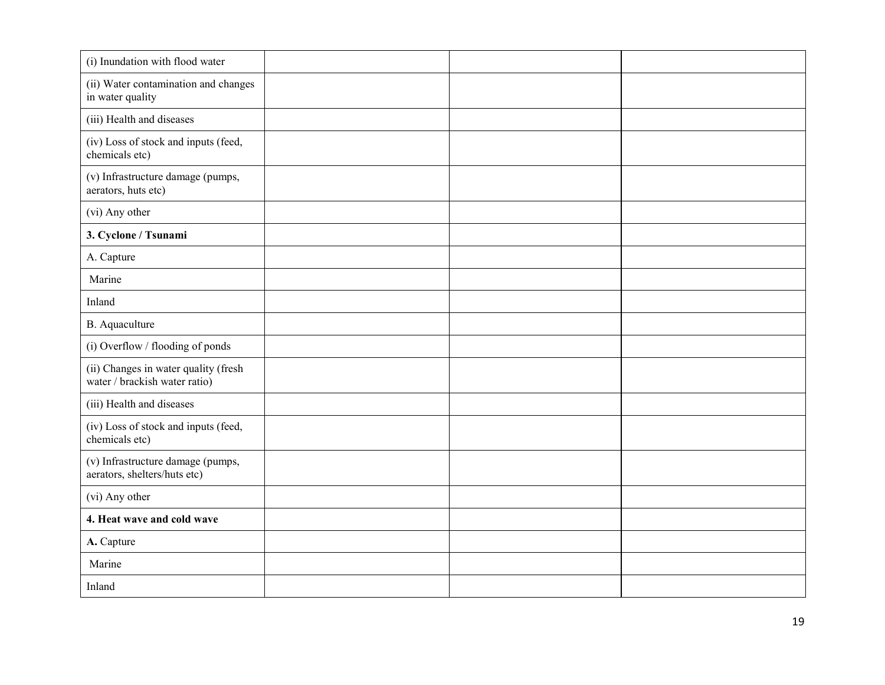| | | | |
|---|---|---|---|
| (i) Inundation with flood water | | | |
| (ii) Water contamination and changes in water quality | | | |
| (iii) Health and diseases | | | |
| (iv) Loss of stock and inputs (feed, chemicals etc) | | | |
| (v) Infrastructure damage (pumps, aerators, huts etc) | | | |
| (vi) Any other | | | |
| **3. Cyclone / Tsunami** | | | |
| A. Capture | | | |
| Marine | | | |
| Inland | | | |
| B. Aquaculture | | | |
| (i) Overflow / flooding of ponds | | | |
| (ii) Changes in water quality (fresh water / brackish water ratio) | | | |
| (iii) Health and diseases | | | |
| (iv) Loss of stock and inputs (feed, chemicals etc) | | | |
| (v) Infrastructure damage (pumps, aerators, shelters/huts etc) | | | |
| (vi) Any other | | | |
| **4. Heat wave and cold wave** | | | |
| **A.** Capture | | | |
| Marine | | | |
| Inland | | | |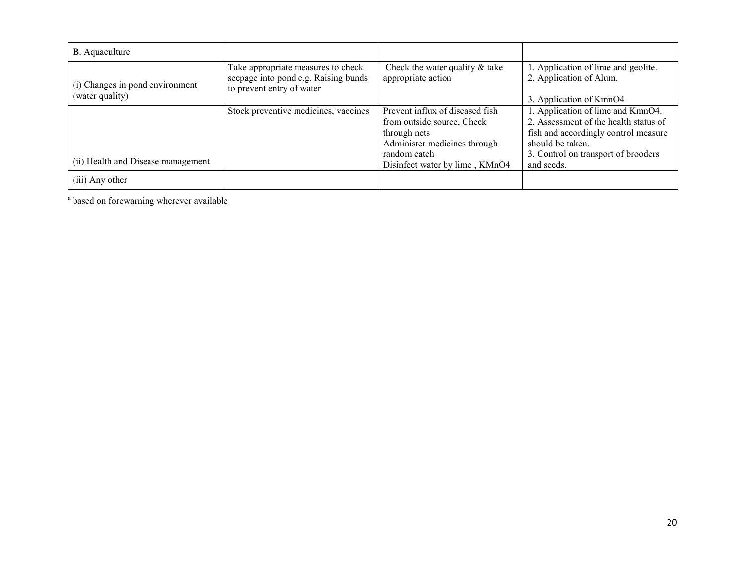| | | | |
|---|---|---|---|
| **B**. Aquaculture | | | |
| (i) Changes in pond environment (water quality) | Take appropriate measures to check seepage into pond e.g. Raising bunds to prevent entry of water | Check the water quality & take appropriate action | 1. Application of lime and geolite.<br>2. Application of Alum.<br>3. Application of KmnO4 |
| (ii) Health and Disease management | Stock preventive medicines, vaccines | Prevent influx of diseased fish from outside source, Check through nets<br>Administer medicines through random catch<br>Disinfect water by lime , KMnO4 | 1. Application of lime and KmnO4.<br>2. Assessment of the health status of fish and accordingly control measure should be taken.<br>3. Control on transport of brooders and seeds. |
| (iii) Any other | | | |

[a] based on forewarning wherever available